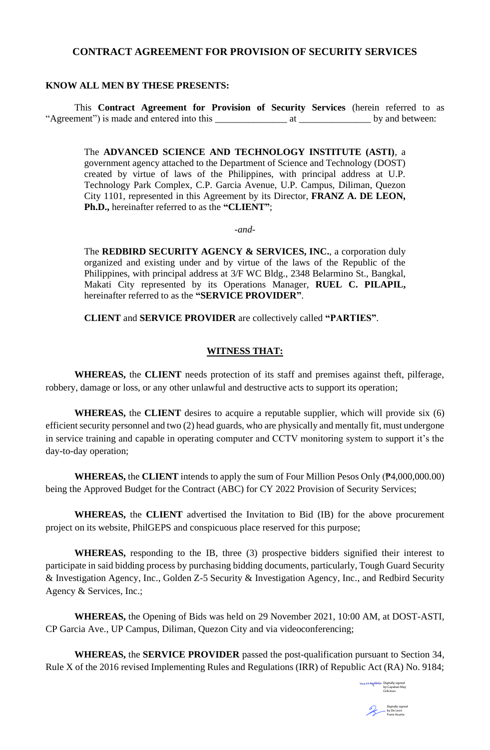# CONTRACT AGREEMENT FOR PROVISION OF SECURITY SERVICES

**KNOW ALL MEN BY THESE PRESENTS:**

This **Contract Agreement for Provision of Security Services** (herein referred to as "Agreement") is made and entered into this _______________ at _______________ by and between:

> The **ADVANCED SCIENCE AND TECHNOLOGY INSTITUTE (ASTI)**, a government agency attached to the Department of Science and Technology (DOST) created by virtue of laws of the Philippines, with principal address at U.P. Technology Park Complex, C.P. Garcia Avenue, U.P. Campus, Diliman, Quezon City 1101, represented in this Agreement by its Director, **FRANZ A. DE LEON, Ph.D.,** hereinafter referred to as the **"CLIENT"**;
>
> *-and-*
>
> The **REDBIRD SECURITY AGENCY & SERVICES, INC.**, a corporation duly organized and existing under and by virtue of the laws of the Republic of the Philippines, with principal address at 3/F WC Bldg., 2348 Belarmino St., Bangkal, Makati City represented by its Operations Manager, **RUEL C. PILAPIL,** hereinafter referred to as the **"SERVICE PROVIDER"**.
>
> **CLIENT** and **SERVICE PROVIDER** are collectively called **"PARTIES"**.

**WITNESS THAT:**

**WHEREAS,** the **CLIENT** needs protection of its staff and premises against theft, pilferage, robbery, damage or loss, or any other unlawful and destructive acts to support its operation;

**WHEREAS,** the **CLIENT** desires to acquire a reputable supplier, which will provide six (6) efficient security personnel and two (2) head guards, who are physically and mentally fit, must undergone in service training and capable in operating computer and CCTV monitoring system to support it's the day-to-day operation;

**WHEREAS,** the **CLIENT** intends to apply the sum of Four Million Pesos Only (₱4,000,000.00) being the Approved Budget for the Contract (ABC) for CY 2022 Provision of Security Services;

**WHEREAS,** the **CLIENT** advertised the Invitation to Bid (IB) for the above procurement project on its website, PhilGEPS and conspicuous place reserved for this purpose;

**WHEREAS,** responding to the IB, three (3) prospective bidders signified their interest to participate in said bidding process by purchasing bidding documents, particularly, Tough Guard Security & Investigation Agency, Inc., Golden Z-5 Security & Investigation Agency, Inc., and Redbird Security Agency & Services, Inc.;

**WHEREAS,** the Opening of Bids was held on 29 November 2021, 10:00 AM, at DOST-ASTI, CP Garcia Ave., UP Campus, Diliman, Quezon City and via videoconferencing;

**WHEREAS,** the **SERVICE PROVIDER** passed the post-qualification pursuant to Section 34, Rule X of the 2016 revised Implementing Rules and Regulations (IRR) of Republic Act (RA) No. 9184;

Digitally signed by Cayaban May Celicious

Digitally signed by De Leon Franz Asunta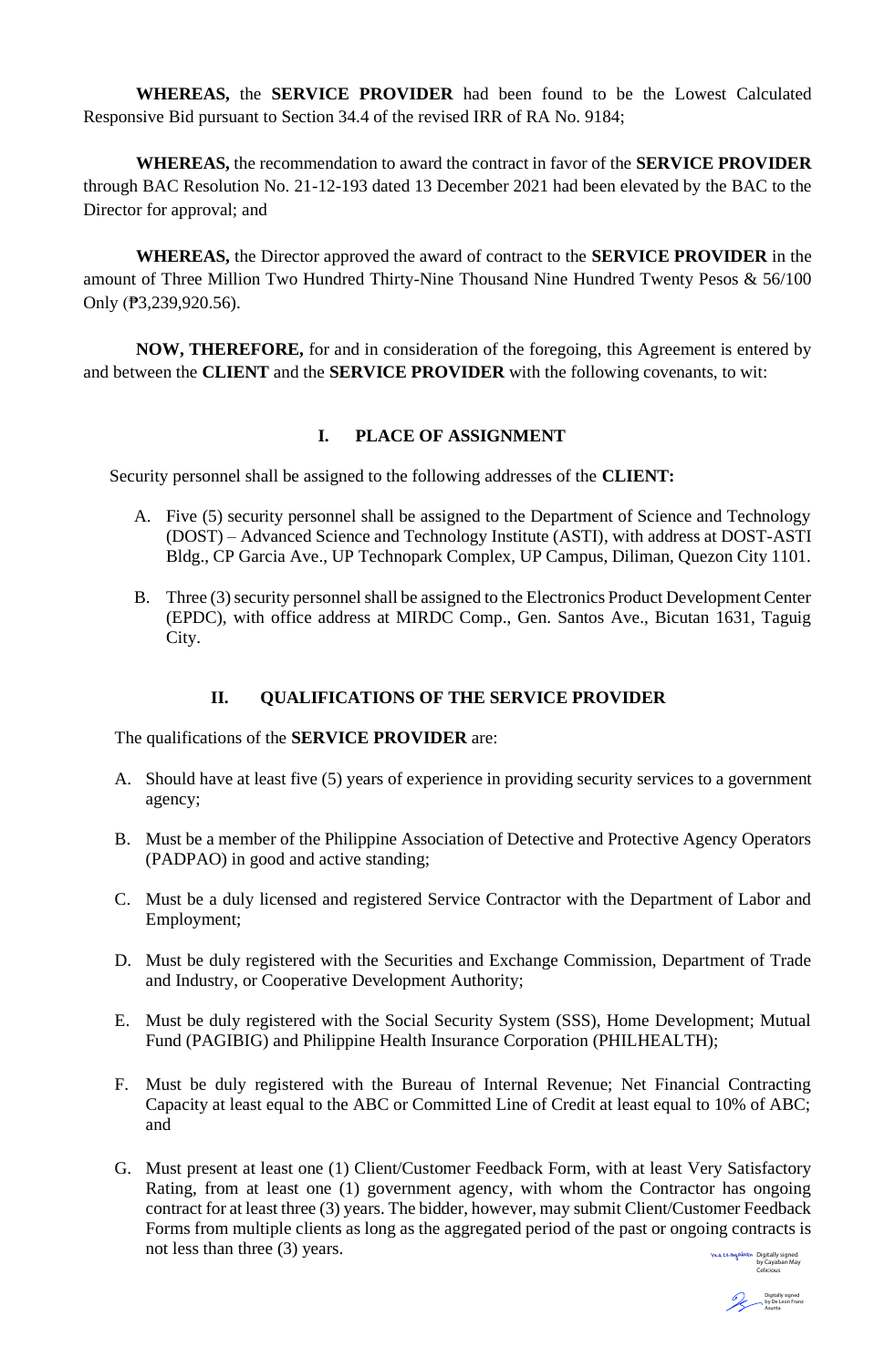**WHEREAS,** the **SERVICE PROVIDER** had been found to be the Lowest Calculated Responsive Bid pursuant to Section 34.4 of the revised IRR of RA No. 9184;

**WHEREAS,** the recommendation to award the contract in favor of the **SERVICE PROVIDER** through BAC Resolution No. 21-12-193 dated 13 December 2021 had been elevated by the BAC to the Director for approval; and

**WHEREAS,** the Director approved the award of contract to the **SERVICE PROVIDER** in the amount of Three Million Two Hundred Thirty-Nine Thousand Nine Hundred Twenty Pesos & 56/100 Only (₱3,239,920.56).

**NOW, THEREFORE,** for and in consideration of the foregoing, this Agreement is entered by and between the **CLIENT** and the **SERVICE PROVIDER** with the following covenants, to wit:

## I. PLACE OF ASSIGNMENT

Security personnel shall be assigned to the following addresses of the **CLIENT:**

A. Five (5) security personnel shall be assigned to the Department of Science and Technology (DOST) – Advanced Science and Technology Institute (ASTI), with address at DOST-ASTI Bldg., CP Garcia Ave., UP Technopark Complex, UP Campus, Diliman, Quezon City 1101.

B. Three (3) security personnel shall be assigned to the Electronics Product Development Center (EPDC), with office address at MIRDC Comp., Gen. Santos Ave., Bicutan 1631, Taguig City.

## II. QUALIFICATIONS OF THE SERVICE PROVIDER

The qualifications of the **SERVICE PROVIDER** are:

A. Should have at least five (5) years of experience in providing security services to a government agency;

B. Must be a member of the Philippine Association of Detective and Protective Agency Operators (PADPAO) in good and active standing;

C. Must be a duly licensed and registered Service Contractor with the Department of Labor and Employment;

D. Must be duly registered with the Securities and Exchange Commission, Department of Trade and Industry, or Cooperative Development Authority;

E. Must be duly registered with the Social Security System (SSS), Home Development; Mutual Fund (PAGIBIG) and Philippine Health Insurance Corporation (PHILHEALTH);

F. Must be duly registered with the Bureau of Internal Revenue; Net Financial Contracting Capacity at least equal to the ABC or Committed Line of Credit at least equal to 10% of ABC; and

G. Must present at least one (1) Client/Customer Feedback Form, with at least Very Satisfactory Rating, from at least one (1) government agency, with whom the Contractor has ongoing contract for at least three (3) years. The bidder, however, may submit Client/Customer Feedback Forms from multiple clients as long as the aggregated period of the past or ongoing contracts is not less than three (3) years.

Digitally signed by Cayaban May Celicious

Digitally signed by De Leon Franz Asunta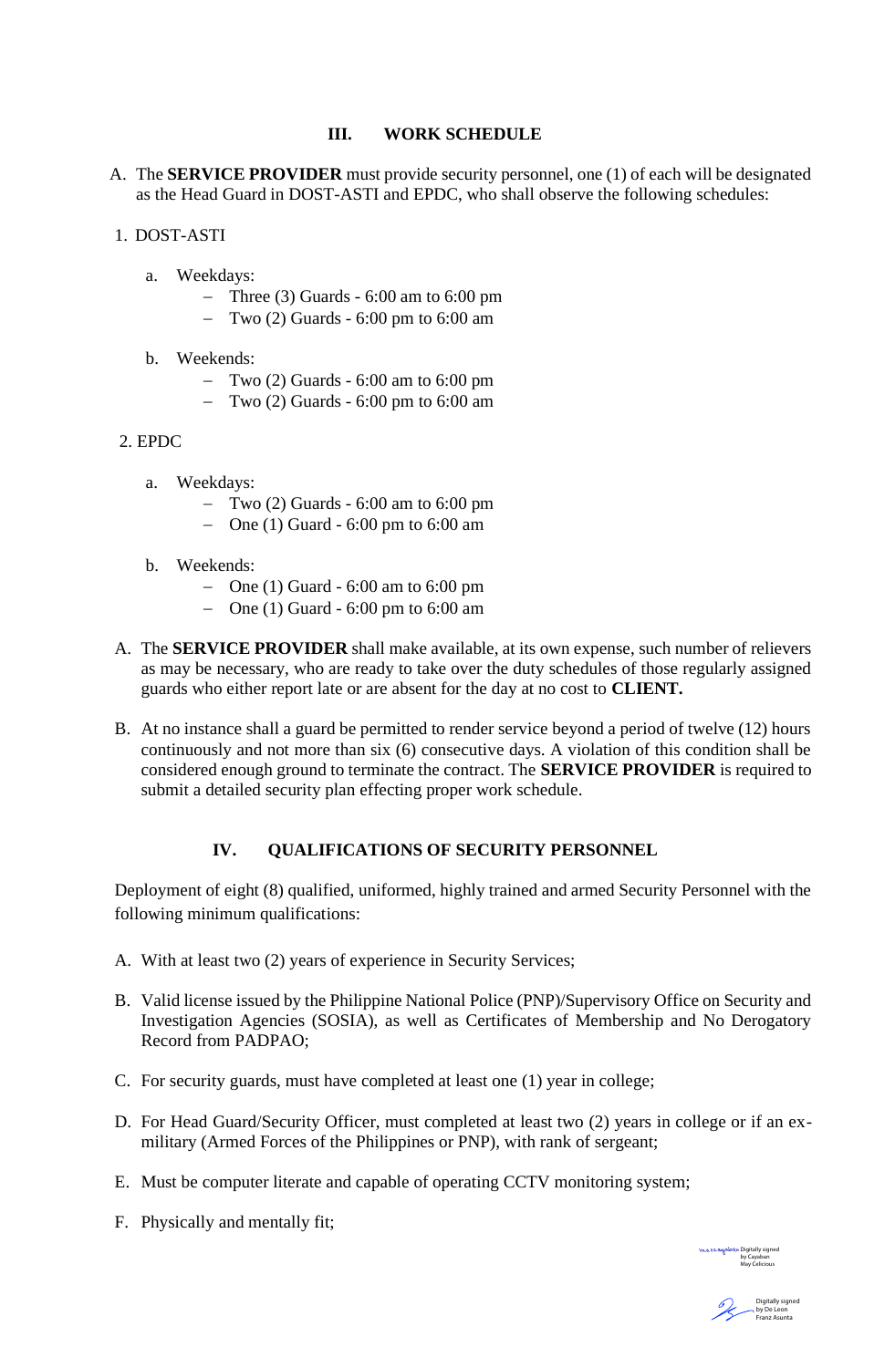## III. WORK SCHEDULE

A. The **SERVICE PROVIDER** must provide security personnel, one (1) of each will be designated as the Head Guard in DOST-ASTI and EPDC, who shall observe the following schedules:

1. DOST-ASTI

   a. Weekdays:
      - Three (3) Guards - 6:00 am to 6:00 pm
      - Two (2) Guards - 6:00 pm to 6:00 am

   b. Weekends:
      - Two (2) Guards - 6:00 am to 6:00 pm
      - Two (2) Guards - 6:00 pm to 6:00 am

2. EPDC

   a. Weekdays:
      - Two (2) Guards - 6:00 am to 6:00 pm
      - One (1) Guard - 6:00 pm to 6:00 am

   b. Weekends:
      - One (1) Guard - 6:00 am to 6:00 pm
      - One (1) Guard - 6:00 pm to 6:00 am

A. The **SERVICE PROVIDER** shall make available, at its own expense, such number of relievers as may be necessary, who are ready to take over the duty schedules of those regularly assigned guards who either report late or are absent for the day at no cost to **CLIENT.**

B. At no instance shall a guard be permitted to render service beyond a period of twelve (12) hours continuously and not more than six (6) consecutive days. A violation of this condition shall be considered enough ground to terminate the contract. The **SERVICE PROVIDER** is required to submit a detailed security plan effecting proper work schedule.

## IV. QUALIFICATIONS OF SECURITY PERSONNEL

Deployment of eight (8) qualified, uniformed, highly trained and armed Security Personnel with the following minimum qualifications:

A. With at least two (2) years of experience in Security Services;

B. Valid license issued by the Philippine National Police (PNP)/Supervisory Office on Security and Investigation Agencies (SOSIA), as well as Certificates of Membership and No Derogatory Record from PADPAO;

C. For security guards, must have completed at least one (1) year in college;

D. For Head Guard/Security Officer, must completed at least two (2) years in college or if an ex-military (Armed Forces of the Philippines or PNP), with rank of sergeant;

E. Must be computer literate and capable of operating CCTV monitoring system;

F. Physically and mentally fit;

Digitally signed by Cayaban May Celicious

Digitally signed by De Leon Franz Asunta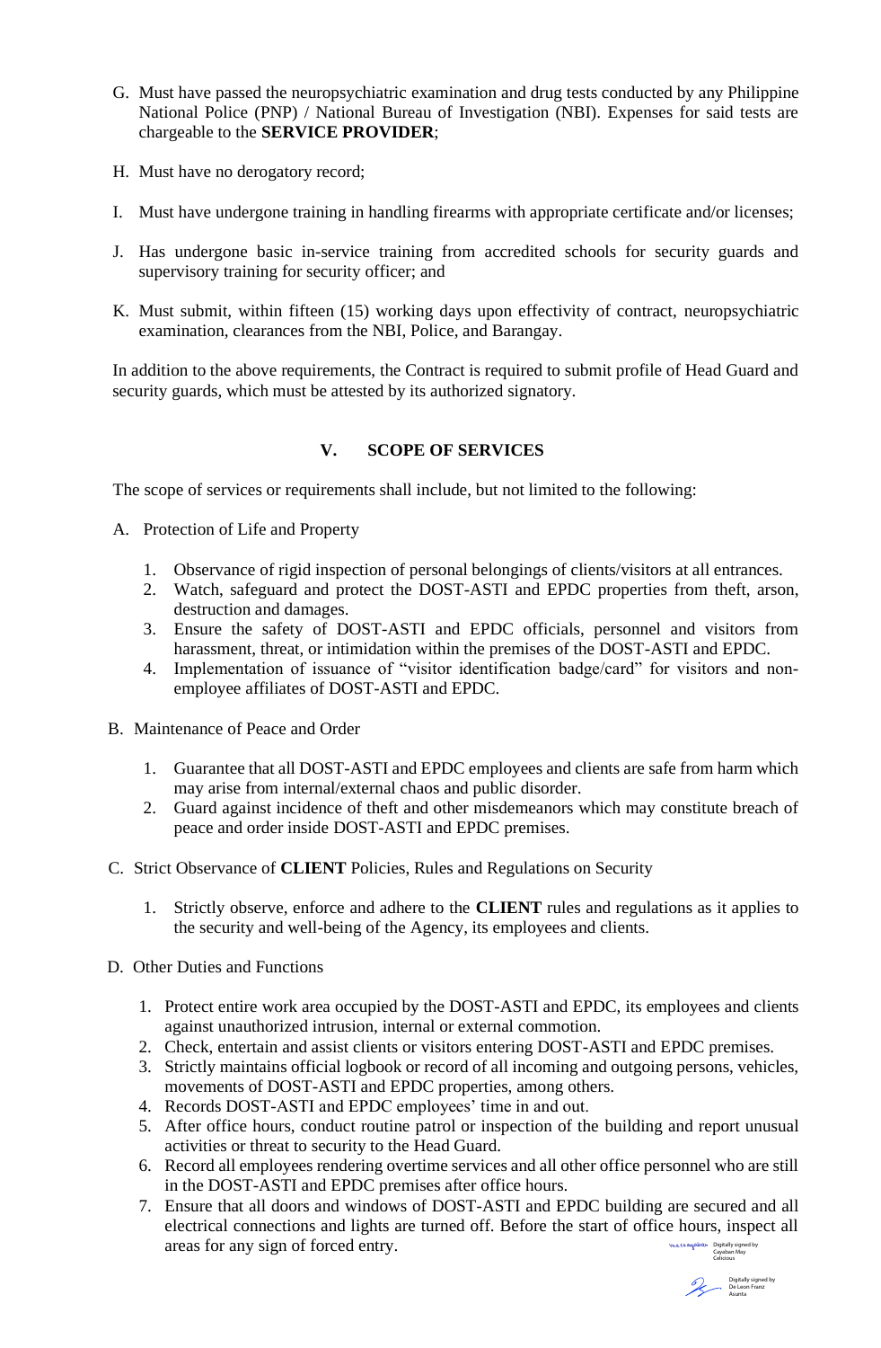G. Must have passed the neuropsychiatric examination and drug tests conducted by any Philippine National Police (PNP) / National Bureau of Investigation (NBI). Expenses for said tests are chargeable to the **SERVICE PROVIDER**;

H. Must have no derogatory record;

I. Must have undergone training in handling firearms with appropriate certificate and/or licenses;

J. Has undergone basic in-service training from accredited schools for security guards and supervisory training for security officer; and

K. Must submit, within fifteen (15) working days upon effectivity of contract, neuropsychiatric examination, clearances from the NBI, Police, and Barangay.

In addition to the above requirements, the Contract is required to submit profile of Head Guard and security guards, which must be attested by its authorized signatory.

## V. SCOPE OF SERVICES

The scope of services or requirements shall include, but not limited to the following:

A. Protection of Life and Property

1. Observance of rigid inspection of personal belongings of clients/visitors at all entrances.
2. Watch, safeguard and protect the DOST-ASTI and EPDC properties from theft, arson, destruction and damages.
3. Ensure the safety of DOST-ASTI and EPDC officials, personnel and visitors from harassment, threat, or intimidation within the premises of the DOST-ASTI and EPDC.
4. Implementation of issuance of "visitor identification badge/card" for visitors and non-employee affiliates of DOST-ASTI and EPDC.

B. Maintenance of Peace and Order

1. Guarantee that all DOST-ASTI and EPDC employees and clients are safe from harm which may arise from internal/external chaos and public disorder.
2. Guard against incidence of theft and other misdemeanors which may constitute breach of peace and order inside DOST-ASTI and EPDC premises.

C. Strict Observance of **CLIENT** Policies, Rules and Regulations on Security

1. Strictly observe, enforce and adhere to the **CLIENT** rules and regulations as it applies to the security and well-being of the Agency, its employees and clients.

D. Other Duties and Functions

1. Protect entire work area occupied by the DOST-ASTI and EPDC, its employees and clients against unauthorized intrusion, internal or external commotion.
2. Check, entertain and assist clients or visitors entering DOST-ASTI and EPDC premises.
3. Strictly maintains official logbook or record of all incoming and outgoing persons, vehicles, movements of DOST-ASTI and EPDC properties, among others.
4. Records DOST-ASTI and EPDC employees' time in and out.
5. After office hours, conduct routine patrol or inspection of the building and report unusual activities or threat to security to the Head Guard.
6. Record all employees rendering overtime services and all other office personnel who are still in the DOST-ASTI and EPDC premises after office hours.
7. Ensure that all doors and windows of DOST-ASTI and EPDC building are secured and all electrical connections and lights are turned off. Before the start of office hours, inspect all areas for any sign of forced entry.

Digitally signed by Cayaban May Celicious

Digitally signed by De Leon Franz Asunta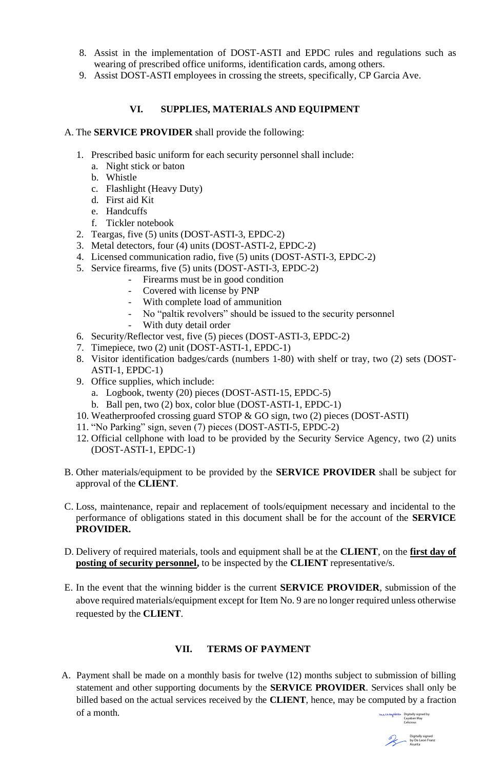8. Assist in the implementation of DOST-ASTI and EPDC rules and regulations such as wearing of prescribed office uniforms, identification cards, among others.
9. Assist DOST-ASTI employees in crossing the streets, specifically, CP Garcia Ave.

## VI. SUPPLIES, MATERIALS AND EQUIPMENT

A. The **SERVICE PROVIDER** shall provide the following:

1. Prescribed basic uniform for each security personnel shall include:
   a. Night stick or baton
   b. Whistle
   c. Flashlight (Heavy Duty)
   d. First aid Kit
   e. Handcuffs
   f. Tickler notebook
2. Teargas, five (5) units (DOST-ASTI-3, EPDC-2)
3. Metal detectors, four (4) units (DOST-ASTI-2, EPDC-2)
4. Licensed communication radio, five (5) units (DOST-ASTI-3, EPDC-2)
5. Service firearms, five (5) units (DOST-ASTI-3, EPDC-2)
   - Firearms must be in good condition
   - Covered with license by PNP
   - With complete load of ammunition
   - No "paltik revolvers" should be issued to the security personnel
   - With duty detail order
6. Security/Reflector vest, five (5) pieces (DOST-ASTI-3, EPDC-2)
7. Timepiece, two (2) unit (DOST-ASTI-1, EPDC-1)
8. Visitor identification badges/cards (numbers 1-80) with shelf or tray, two (2) sets (DOST-ASTI-1, EPDC-1)
9. Office supplies, which include:
   a. Logbook, twenty (20) pieces (DOST-ASTI-15, EPDC-5)
   b. Ball pen, two (2) box, color blue (DOST-ASTI-1, EPDC-1)
10. Weatherproofed crossing guard STOP & GO sign, two (2) pieces (DOST-ASTI)
11. "No Parking" sign, seven (7) pieces (DOST-ASTI-5, EPDC-2)
12. Official cellphone with load to be provided by the Security Service Agency, two (2) units (DOST-ASTI-1, EPDC-1)

B. Other materials/equipment to be provided by the **SERVICE PROVIDER** shall be subject for approval of the **CLIENT**.

C. Loss, maintenance, repair and replacement of tools/equipment necessary and incidental to the performance of obligations stated in this document shall be for the account of the **SERVICE PROVIDER.**

D. Delivery of required materials, tools and equipment shall be at the **CLIENT**, on the **first day of posting of security personnel,** to be inspected by the **CLIENT** representative/s.

E. In the event that the winning bidder is the current **SERVICE PROVIDER**, submission of the above required materials/equipment except for Item No. 9 are no longer required unless otherwise requested by the **CLIENT**.

## VII. TERMS OF PAYMENT

A. Payment shall be made on a monthly basis for twelve (12) months subject to submission of billing statement and other supporting documents by the **SERVICE PROVIDER**. Services shall only be billed based on the actual services received by the **CLIENT**, hence, may be computed by a fraction of a month.

Digitally signed by Cayaban May Celicious

Digitally signed by De Leon Franz Asunta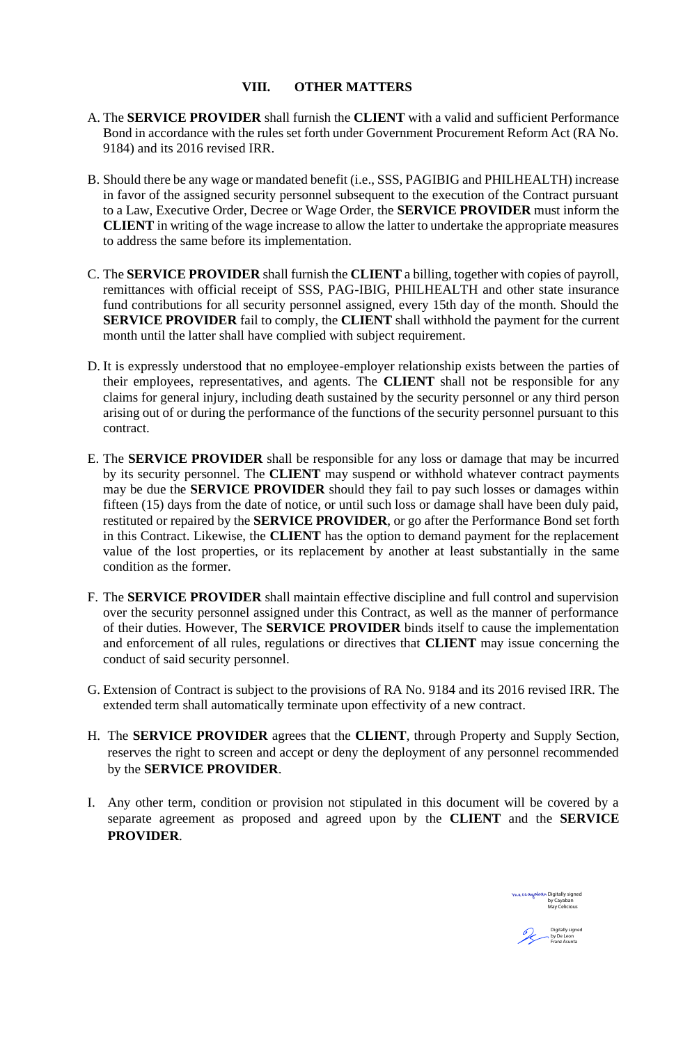## VIII. OTHER MATTERS

A. The **SERVICE PROVIDER** shall furnish the **CLIENT** with a valid and sufficient Performance Bond in accordance with the rules set forth under Government Procurement Reform Act (RA No. 9184) and its 2016 revised IRR.

B. Should there be any wage or mandated benefit (i.e., SSS, PAGIBIG and PHILHEALTH) increase in favor of the assigned security personnel subsequent to the execution of the Contract pursuant to a Law, Executive Order, Decree or Wage Order, the **SERVICE PROVIDER** must inform the **CLIENT** in writing of the wage increase to allow the latter to undertake the appropriate measures to address the same before its implementation.

C. The **SERVICE PROVIDER** shall furnish the **CLIENT** a billing, together with copies of payroll, remittances with official receipt of SSS, PAG-IBIG, PHILHEALTH and other state insurance fund contributions for all security personnel assigned, every 15th day of the month. Should the **SERVICE PROVIDER** fail to comply, the **CLIENT** shall withhold the payment for the current month until the latter shall have complied with subject requirement.

D. It is expressly understood that no employee-employer relationship exists between the parties of their employees, representatives, and agents. The **CLIENT** shall not be responsible for any claims for general injury, including death sustained by the security personnel or any third person arising out of or during the performance of the functions of the security personnel pursuant to this contract.

E. The **SERVICE PROVIDER** shall be responsible for any loss or damage that may be incurred by its security personnel. The **CLIENT** may suspend or withhold whatever contract payments may be due the **SERVICE PROVIDER** should they fail to pay such losses or damages within fifteen (15) days from the date of notice, or until such loss or damage shall have been duly paid, restituted or repaired by the **SERVICE PROVIDER**, or go after the Performance Bond set forth in this Contract. Likewise, the **CLIENT** has the option to demand payment for the replacement value of the lost properties, or its replacement by another at least substantially in the same condition as the former.

F. The **SERVICE PROVIDER** shall maintain effective discipline and full control and supervision over the security personnel assigned under this Contract, as well as the manner of performance of their duties. However, The **SERVICE PROVIDER** binds itself to cause the implementation and enforcement of all rules, regulations or directives that **CLIENT** may issue concerning the conduct of said security personnel.

G. Extension of Contract is subject to the provisions of RA No. 9184 and its 2016 revised IRR. The extended term shall automatically terminate upon effectivity of a new contract.

H. The **SERVICE PROVIDER** agrees that the **CLIENT**, through Property and Supply Section, reserves the right to screen and accept or deny the deployment of any personnel recommended by the **SERVICE PROVIDER**.

I. Any other term, condition or provision not stipulated in this document will be covered by a separate agreement as proposed and agreed upon by the **CLIENT** and the **SERVICE PROVIDER**.

Digitally signed by Cayaban May Celicious

Digitally signed by De Leon Franz Asunta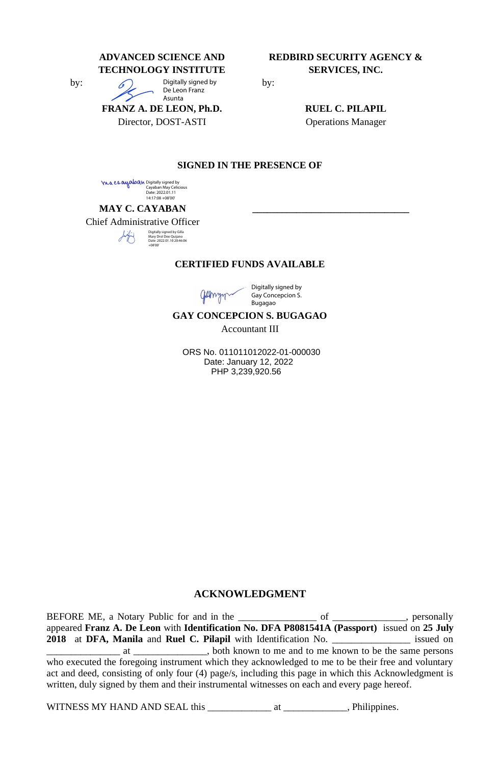**ADVANCED SCIENCE AND TECHNOLOGY INSTITUTE**

by: Digitally signed by De Leon Franz Asunta

**FRANZ A. DE LEON, Ph.D.**
Director, DOST-ASTI

**REDBIRD SECURITY AGENCY & SERVICES, INC.**

by:

**RUEL C. PILAPIL**
Operations Manager

**SIGNED IN THE PRESENCE OF**

Digitally signed by Cayaban May Celicious
Date: 2022.01.11 14:17:08 +08'00'

**MAY C. CAYABAN**
Chief Administrative Officer

Digitally signed by Gilla Mary Drol Dee Quijano
Date: 2022.01.10 20:46:06 +08'00'

_______________________________

**CERTIFIED FUNDS AVAILABLE**

Digitally signed by Gay Concepcion S. Bugagao

**GAY CONCEPCION S. BUGAGAO**
Accountant III

ORS No. 011011012022-01-000030
Date: January 12, 2022
PHP 3,239,920.56

## ACKNOWLEDGMENT

BEFORE ME, a Notary Public for and in the _______________ of ______________, personally appeared **Franz A. De Leon** with **Identification No. DFA P8081541A (Passport)** issued on **25 July 2018** at **DFA, Manila** and **Ruel C. Pilapil** with Identification No. _______________ issued on ______________ at ______________, both known to me and to me known to be the same persons who executed the foregoing instrument which they acknowledged to me to be their free and voluntary act and deed, consisting of only four (4) page/s, including this page in which this Acknowledgment is written, duly signed by them and their instrumental witnesses on each and every page hereof.

WITNESS MY HAND AND SEAL this ____________ at ____________, Philippines.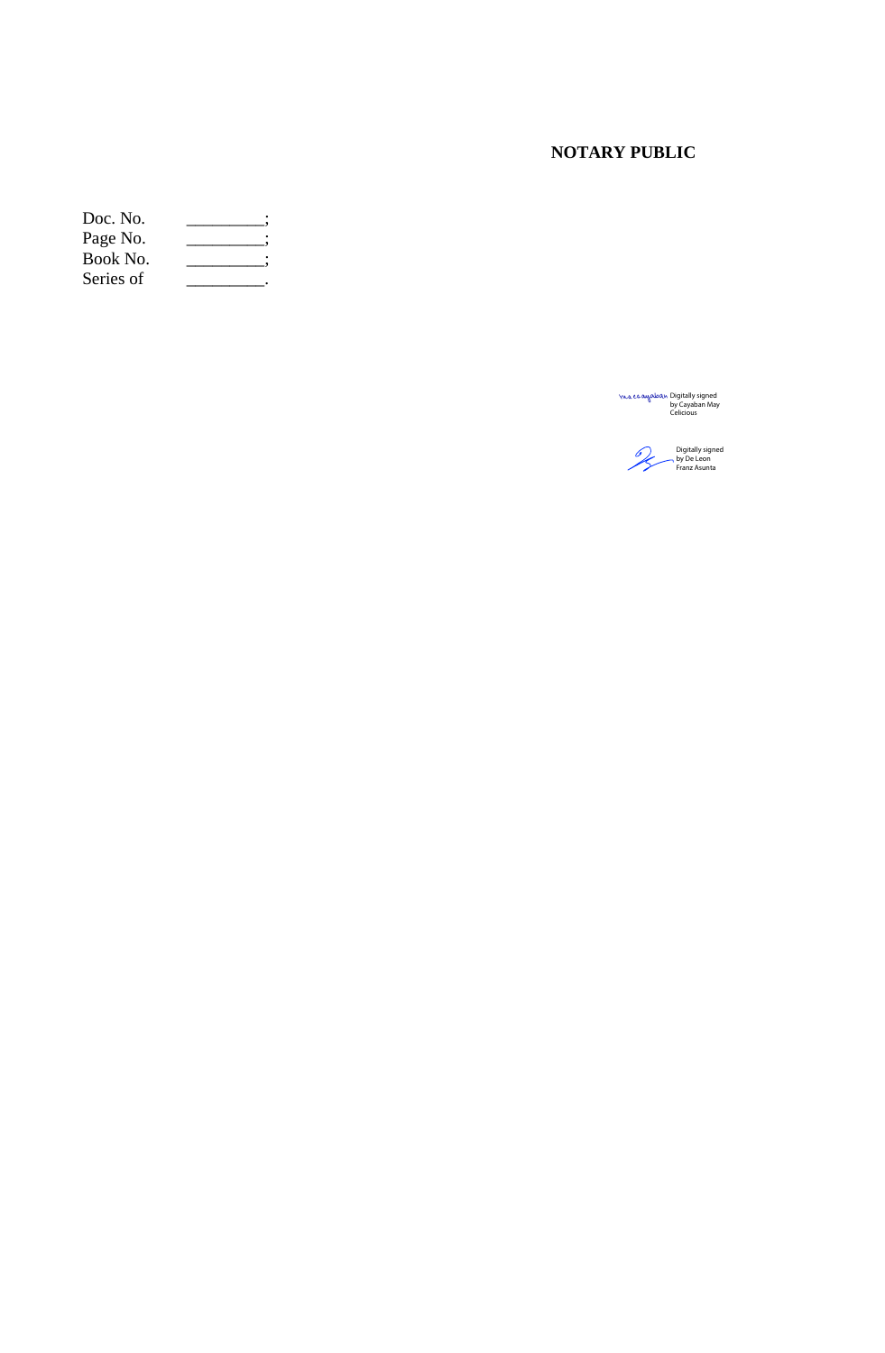**NOTARY PUBLIC**

Doc. No. _________;
Page No. _________;
Book No. _________;
Series of _________.

Digitally signed by Cayaban May Celicious

Digitally signed by De Leon Franz Asunta